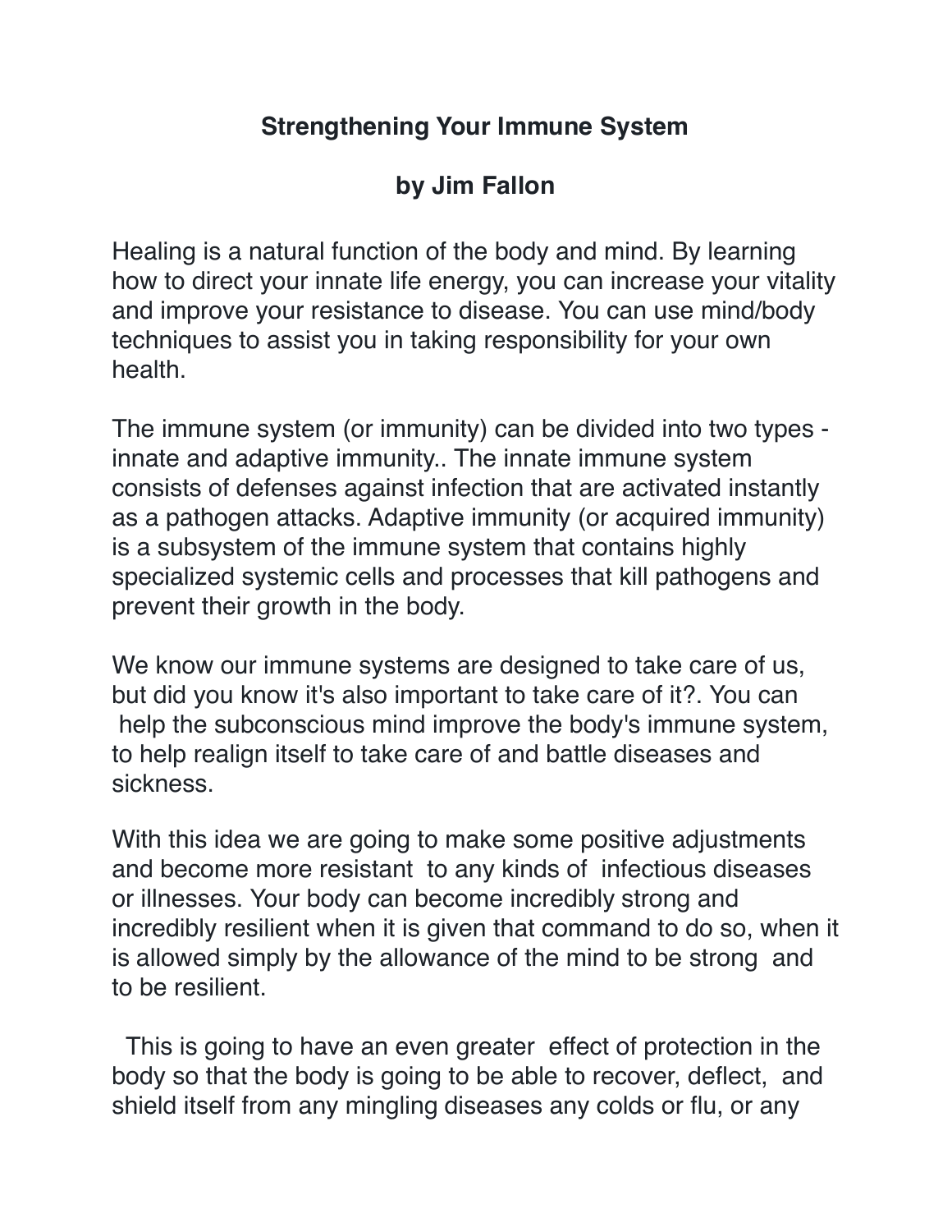## Strengthening Your Immune System

### by Jim Fallon

Healing is a natural function of the body and mind. By learning how to direct your innate life energy, you can increase your vitality and improve your resistance to disease. You can use mind/body techniques to assist you in taking responsibility for your own health.

The immune system (or immunity) can be divided into two types - innate and adaptive immunity.. The innate immune system consists of defenses against infection that are activated instantly as a pathogen attacks. Adaptive immunity (or acquired immunity) is a subsystem of the immune system that contains highly specialized systemic cells and processes that kill pathogens and prevent their growth in the body.

We know our immune systems are designed to take care of us, but did you know it's also important to take care of it?. You can help the subconscious mind improve the body's immune system, to help realign itself to take care of and battle diseases and sickness.

With this idea we are going to make some positive adjustments and become more resistant to any kinds of infectious diseases or illnesses. Your body can become incredibly strong and incredibly resilient when it is given that command to do so, when it is allowed simply by the allowance of the mind to be strong and to be resilient.

This is going to have an even greater effect of protection in the body so that the body is going to be able to recover, deflect, and shield itself from any mingling diseases any colds or flu, or any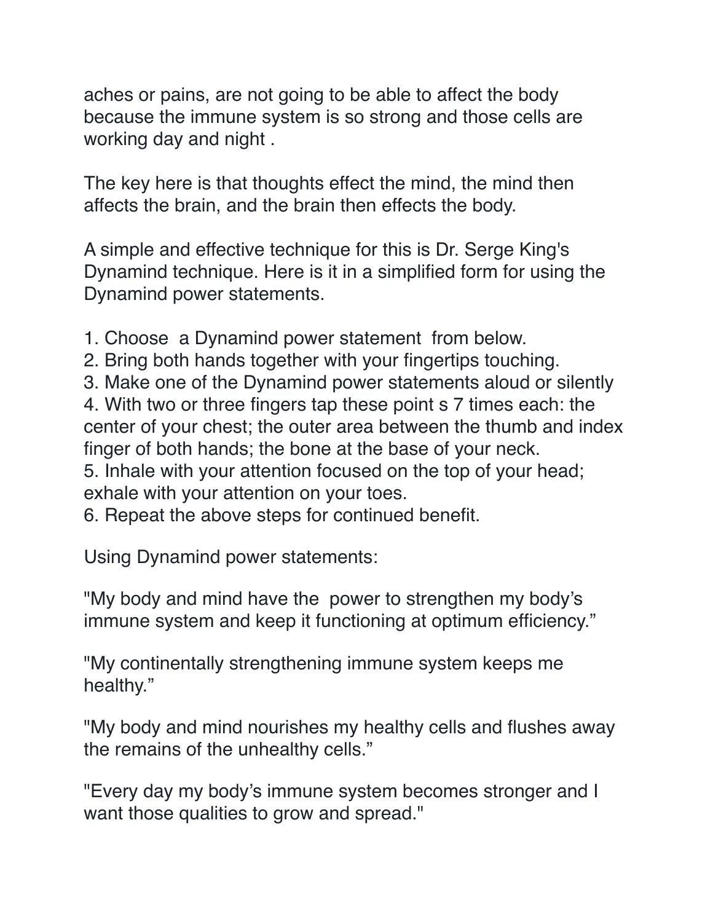aches or pains, are not going to be able to affect the body because the immune system is so strong and those cells are working day and night .

The key here is that thoughts effect the mind, the mind then affects the brain, and the brain then effects the body.

A simple and effective technique for this is Dr. Serge King's Dynamind technique. Here is it in a simplified form for using the Dynamind power statements.

1. Choose  a Dynamind power statement  from below.
2. Bring both hands together with your fingertips touching.
3. Make one of the Dynamind power statements aloud or silently
4. With two or three fingers tap these point s 7 times each: the center of your chest; the outer area between the thumb and index finger of both hands; the bone at the base of your neck.
5. Inhale with your attention focused on the top of your head; exhale with your attention on your toes.
6. Repeat the above steps for continued benefit.

Using Dynamind power statements:

"My body and mind have the  power to strengthen my body's immune system and keep it functioning at optimum efficiency."

"My continentally strengthening immune system keeps me healthy."

"My body and mind nourishes my healthy cells and flushes away the remains of the unhealthy cells."

"Every day my body's immune system becomes stronger and I want those qualities to grow and spread."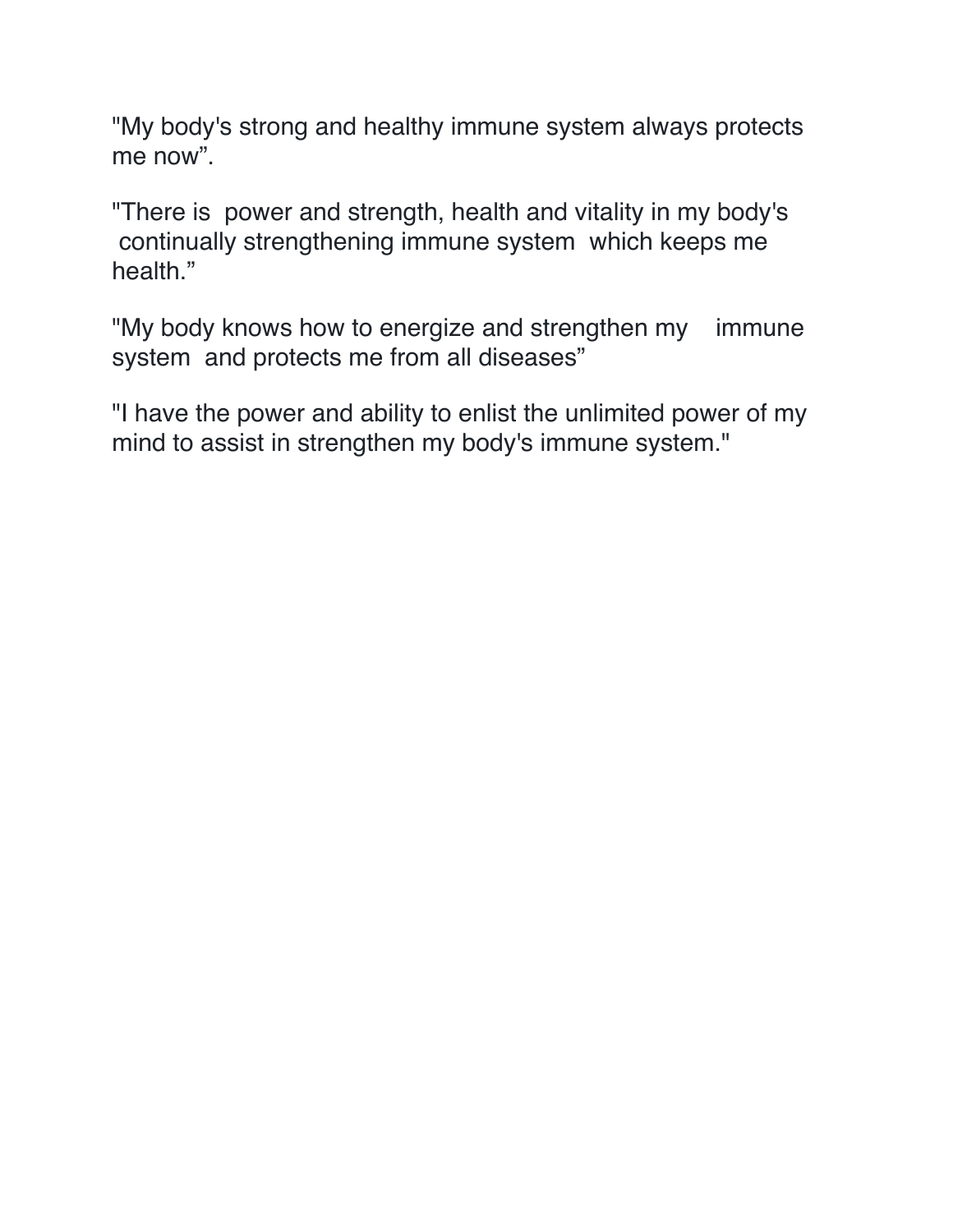"My body's strong and healthy immune system always protects me now".

"There is power and strength, health and vitality in my body's continually strengthening immune system which keeps me health."

"My body knows how to energize and strengthen my immune system and protects me from all diseases"

"I have the power and ability to enlist the unlimited power of my mind to assist in strengthen my body's immune system."